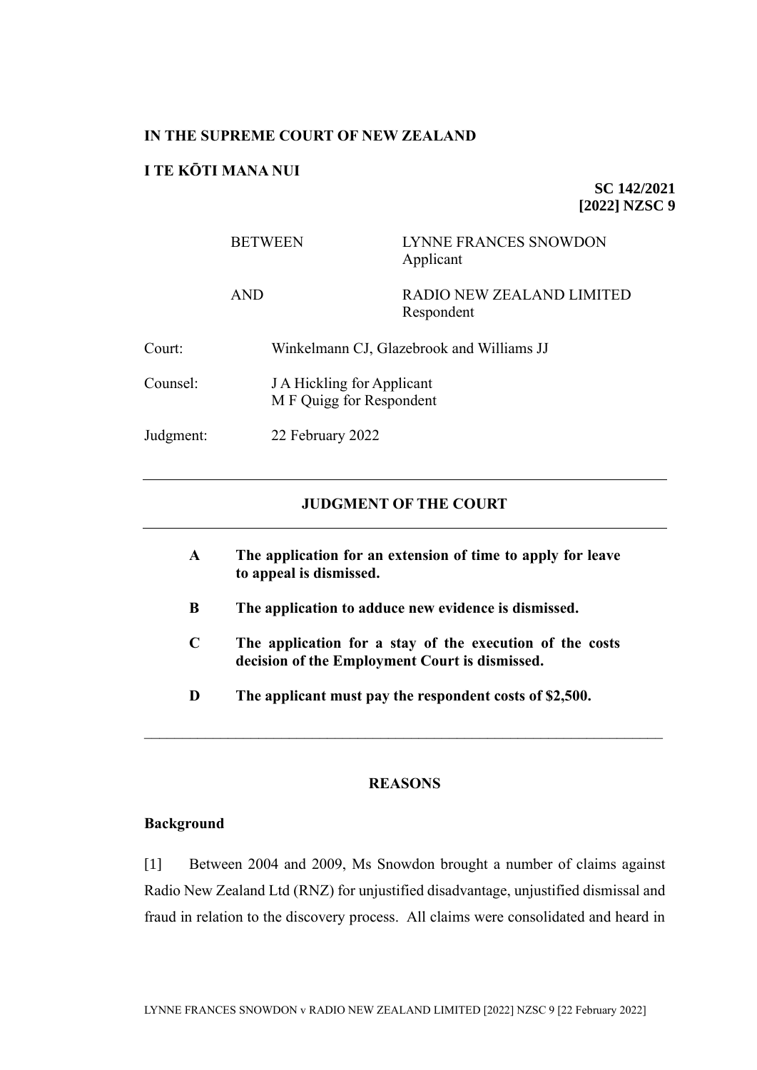**IN THE SUPREME COURT OF NEW ZEALAND**

**I TE KŌTI MANA NUI**

**SC 142/2021**
**[2022] NZSC 9**

| | |
|---|---|
| BETWEEN | LYNNE FRANCES SNOWDON<br>Applicant |
| AND | RADIO NEW ZEALAND LIMITED<br>Respondent |

Court: Winkelmann CJ, Glazebrook and Williams JJ

Counsel: J A Hickling for Applicant
M F Quigg for Respondent

Judgment: 22 February 2022

---

## JUDGMENT OF THE COURT

---

**A The application for an extension of time to apply for leave to appeal is dismissed.**

**B The application to adduce new evidence is dismissed.**

**C The application for a stay of the execution of the costs decision of the Employment Court is dismissed.**

**D The applicant must pay the respondent costs of $2,500.**

---

## REASONS

### Background

[1] Between 2004 and 2009, Ms Snowdon brought a number of claims against Radio New Zealand Ltd (RNZ) for unjustified disadvantage, unjustified dismissal and fraud in relation to the discovery process. All claims were consolidated and heard in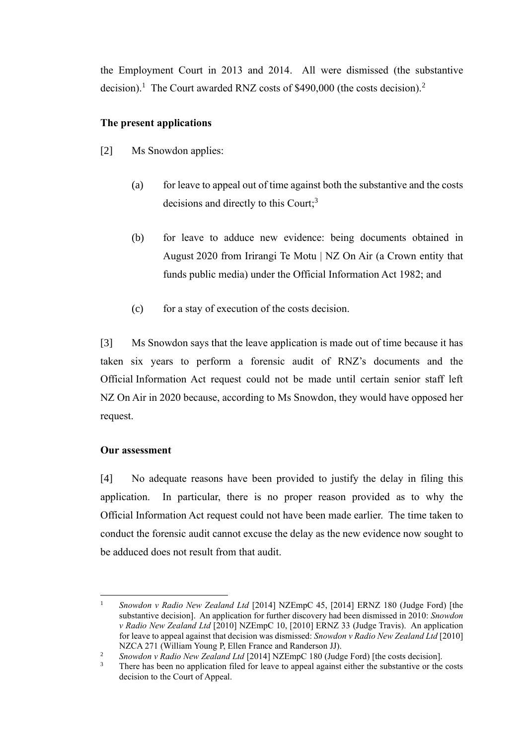the Employment Court in 2013 and 2014. All were dismissed (the substantive decision).[1] The Court awarded RNZ costs of $490,000 (the costs decision).[2]

**The present applications**

[2] Ms Snowdon applies:

(a) for leave to appeal out of time against both the substantive and the costs decisions and directly to this Court;[3]

(b) for leave to adduce new evidence: being documents obtained in August 2020 from Irirangi Te Motu | NZ On Air (a Crown entity that funds public media) under the Official Information Act 1982; and

(c) for a stay of execution of the costs decision.

[3] Ms Snowdon says that the leave application is made out of time because it has taken six years to perform a forensic audit of RNZ's documents and the Official Information Act request could not be made until certain senior staff left NZ On Air in 2020 because, according to Ms Snowdon, they would have opposed her request.

**Our assessment**

[4] No adequate reasons have been provided to justify the delay in filing this application. In particular, there is no proper reason provided as to why the Official Information Act request could not have been made earlier. The time taken to conduct the forensic audit cannot excuse the delay as the new evidence now sought to be adduced does not result from that audit.

---

[1] *Snowdon v Radio New Zealand Ltd* [2014] NZEmpC 45, [2014] ERNZ 180 (Judge Ford) [the substantive decision]. An application for further discovery had been dismissed in 2010: *Snowdon v Radio New Zealand Ltd* [2010] NZEmpC 10, [2010] ERNZ 33 (Judge Travis). An application for leave to appeal against that decision was dismissed: *Snowdon v Radio New Zealand Ltd* [2010] NZCA 271 (William Young P, Ellen France and Randerson JJ).

[2] *Snowdon v Radio New Zealand Ltd* [2014] NZEmpC 180 (Judge Ford) [the costs decision].

[3] There has been no application filed for leave to appeal against either the substantive or the costs decision to the Court of Appeal.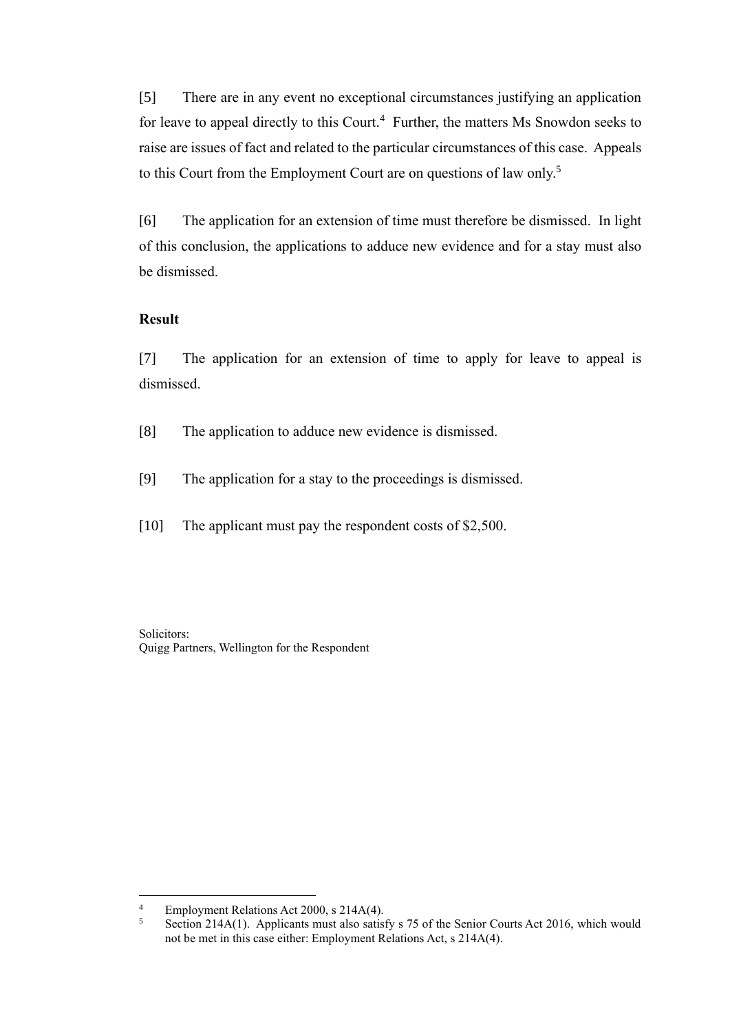[5] There are in any event no exceptional circumstances justifying an application for leave to appeal directly to this Court.[4] Further, the matters Ms Snowdon seeks to raise are issues of fact and related to the particular circumstances of this case. Appeals to this Court from the Employment Court are on questions of law only.[5]

[6] The application for an extension of time must therefore be dismissed. In light of this conclusion, the applications to adduce new evidence and for a stay must also be dismissed.

**Result**

[7] The application for an extension of time to apply for leave to appeal is dismissed.

[8] The application to adduce new evidence is dismissed.

[9] The application for a stay to the proceedings is dismissed.

[10] The applicant must pay the respondent costs of $2,500.

Solicitors:
Quigg Partners, Wellington for the Respondent

---

[4] Employment Relations Act 2000, s 214A(4).

[5] Section 214A(1). Applicants must also satisfy s 75 of the Senior Courts Act 2016, which would not be met in this case either: Employment Relations Act, s 214A(4).